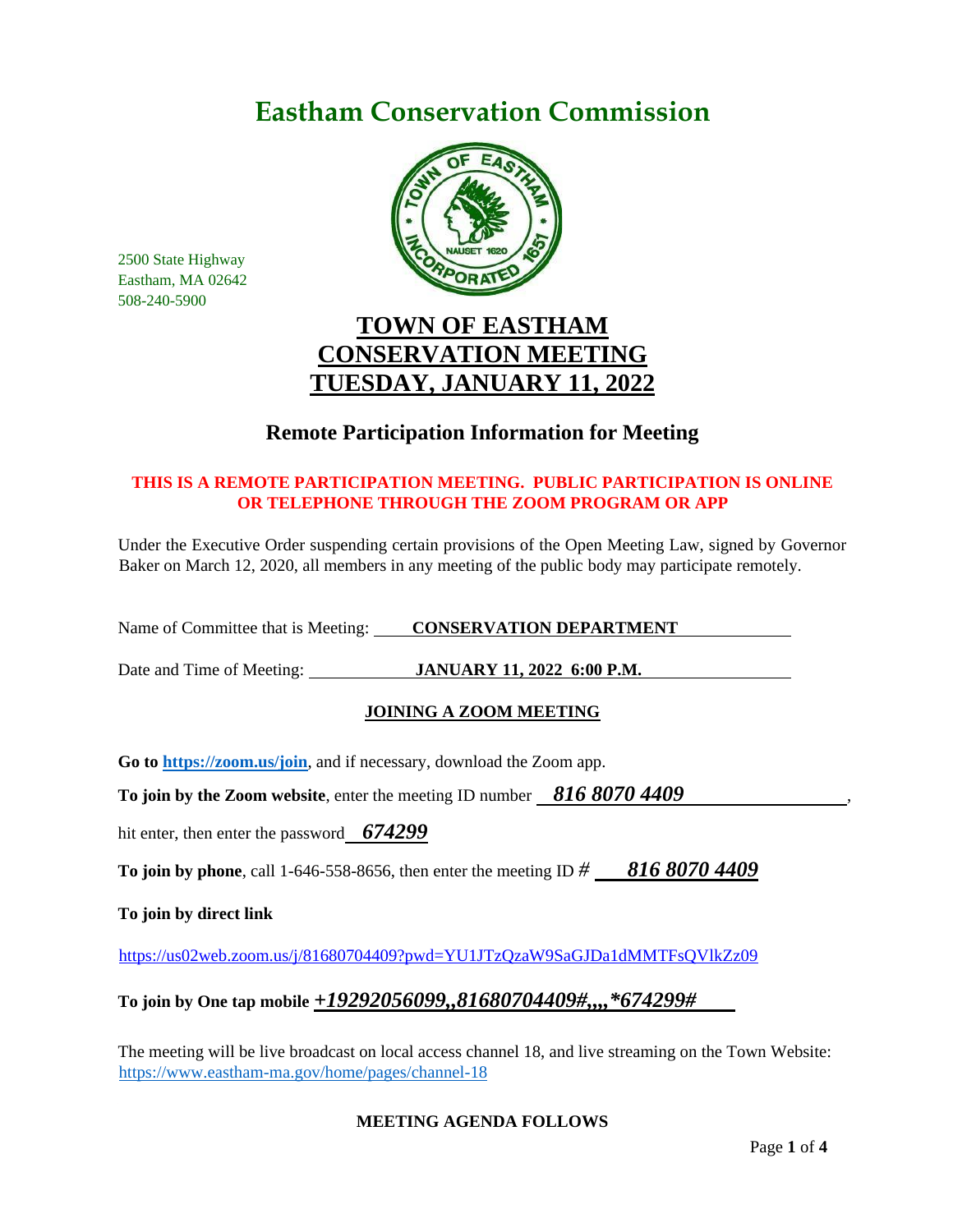# Eastham Conservation Commission

2500 State Highway
Eastham, MA 02642
508-240-5900

## TOWN OF EASTHAM
## CONSERVATION MEETING
## TUESDAY, JANUARY 11, 2022

### Remote Participation Information for Meeting

**THIS IS A REMOTE PARTICIPATION MEETING. PUBLIC PARTICIPATION IS ONLINE OR TELEPHONE THROUGH THE ZOOM PROGRAM OR APP**

Under the Executive Order suspending certain provisions of the Open Meeting Law, signed by Governor Baker on March 12, 2020, all members in any meeting of the public body may participate remotely.

Name of Committee that is Meeting: **CONSERVATION DEPARTMENT**

Date and Time of Meeting: **JANUARY 11, 2022 6:00 P.M.**

**JOINING A ZOOM MEETING**

**Go to [https://zoom.us/join](https://zoom.us/join)**, and if necessary, download the Zoom app.

**To join by the Zoom website**, enter the meeting ID number ***816 8070 4409***,

hit enter, then enter the password ***674299***

**To join by phone**, call 1-646-558-8656, then enter the meeting ID *#* ***816 8070 4409***

**To join by direct link**

https://us02web.zoom.us/j/81680704409?pwd=YU1JTzQzaW9SaGJDa1dMMTFsQVlkZz09

**To join by One tap mobile** ***+19292056099,,81680704409#,,,,*674299#***

The meeting will be live broadcast on local access channel 18, and live streaming on the Town Website: https://www.eastham-ma.gov/home/pages/channel-18

**MEETING AGENDA FOLLOWS**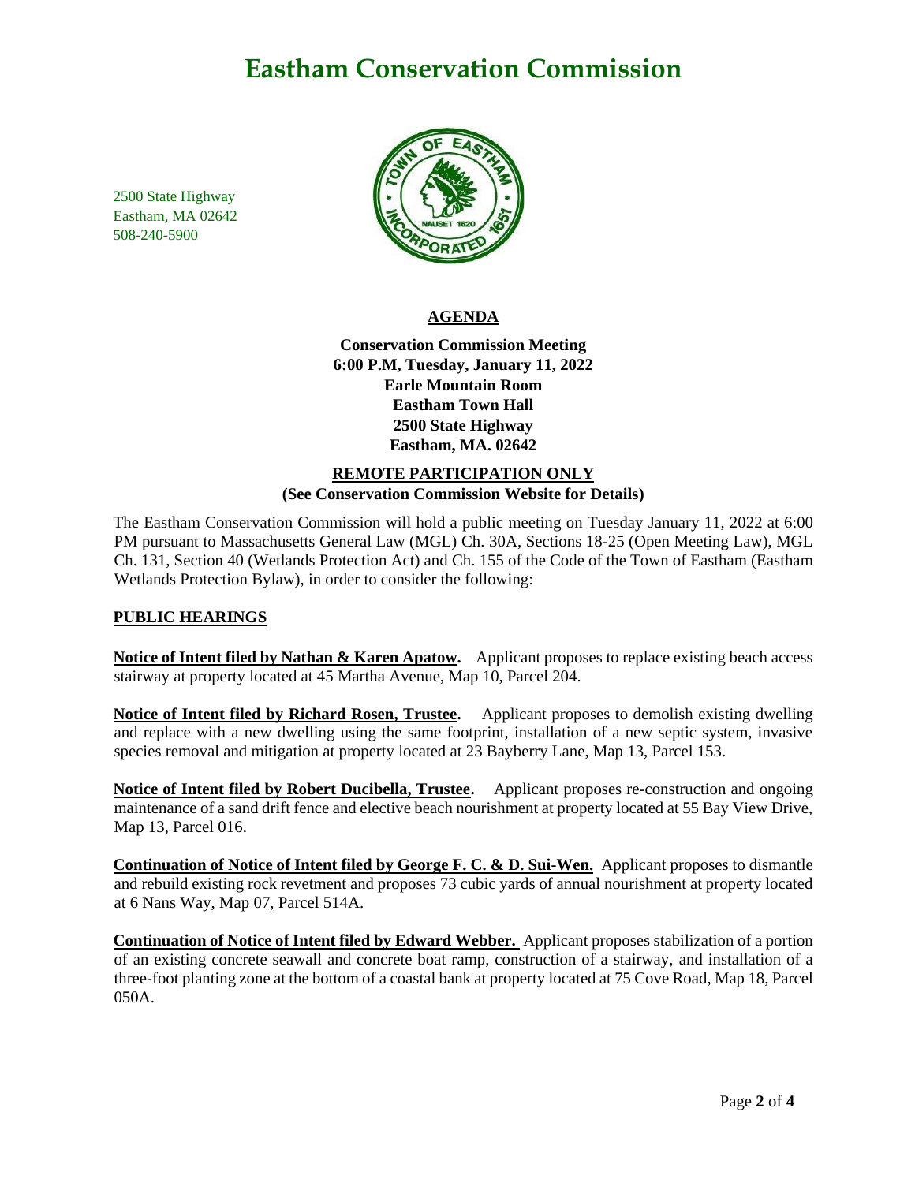# Eastham Conservation Commission

2500 State Highway
Eastham, MA 02642
508-240-5900

## AGENDA

**Conservation Commission Meeting**
**6:00 P.M, Tuesday, January 11, 2022**
**Earle Mountain Room**
**Eastham Town Hall**
**2500 State Highway**
**Eastham, MA. 02642**

**REMOTE PARTICIPATION ONLY**
**(See Conservation Commission Website for Details)**

The Eastham Conservation Commission will hold a public meeting on Tuesday January 11, 2022 at 6:00 PM pursuant to Massachusetts General Law (MGL) Ch. 30A, Sections 18-25 (Open Meeting Law), MGL Ch. 131, Section 40 (Wetlands Protection Act) and Ch. 155 of the Code of the Town of Eastham (Eastham Wetlands Protection Bylaw), in order to consider the following:

### PUBLIC HEARINGS

**Notice of Intent filed by Nathan & Karen Apatow.** Applicant proposes to replace existing beach access stairway at property located at 45 Martha Avenue, Map 10, Parcel 204.

**Notice of Intent filed by Richard Rosen, Trustee.** Applicant proposes to demolish existing dwelling and replace with a new dwelling using the same footprint, installation of a new septic system, invasive species removal and mitigation at property located at 23 Bayberry Lane, Map 13, Parcel 153.

**Notice of Intent filed by Robert Ducibella, Trustee.** Applicant proposes re-construction and ongoing maintenance of a sand drift fence and elective beach nourishment at property located at 55 Bay View Drive, Map 13, Parcel 016.

**Continuation of Notice of Intent filed by George F. C. & D. Sui-Wen.** Applicant proposes to dismantle and rebuild existing rock revetment and proposes 73 cubic yards of annual nourishment at property located at 6 Nans Way, Map 07, Parcel 514A.

**Continuation of Notice of Intent filed by Edward Webber.** Applicant proposes stabilization of a portion of an existing concrete seawall and concrete boat ramp, construction of a stairway, and installation of a three-foot planting zone at the bottom of a coastal bank at property located at 75 Cove Road, Map 18, Parcel 050A.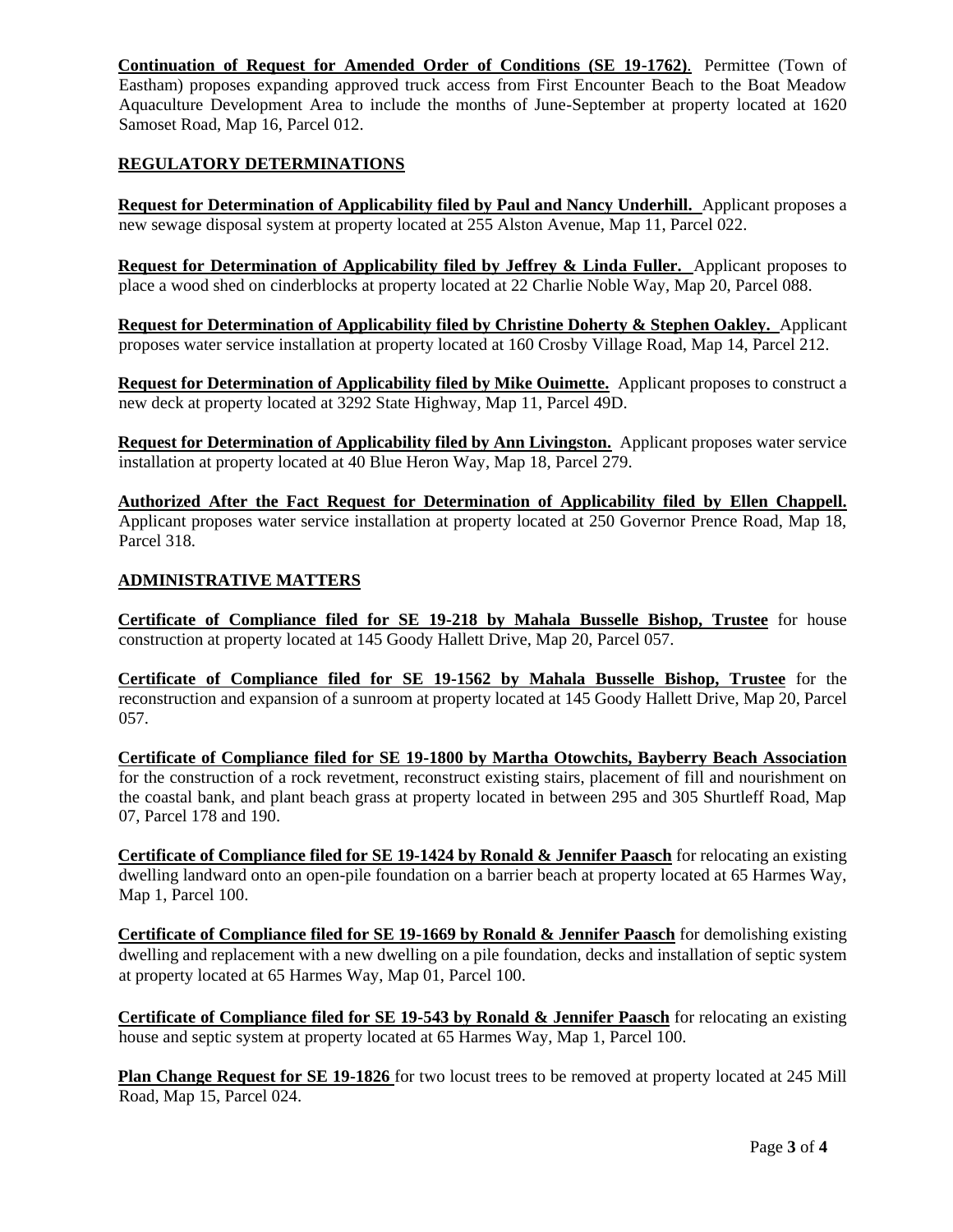**Continuation of Request for Amended Order of Conditions (SE 19-1762)**. Permittee (Town of Eastham) proposes expanding approved truck access from First Encounter Beach to the Boat Meadow Aquaculture Development Area to include the months of June-September at property located at 1620 Samoset Road, Map 16, Parcel 012.

## REGULATORY DETERMINATIONS

**Request for Determination of Applicability filed by Paul and Nancy Underhill.** Applicant proposes a new sewage disposal system at property located at 255 Alston Avenue, Map 11, Parcel 022.

**Request for Determination of Applicability filed by Jeffrey & Linda Fuller.** Applicant proposes to place a wood shed on cinderblocks at property located at 22 Charlie Noble Way, Map 20, Parcel 088.

**Request for Determination of Applicability filed by Christine Doherty & Stephen Oakley.** Applicant proposes water service installation at property located at 160 Crosby Village Road, Map 14, Parcel 212.

**Request for Determination of Applicability filed by Mike Ouimette.** Applicant proposes to construct a new deck at property located at 3292 State Highway, Map 11, Parcel 49D.

**Request for Determination of Applicability filed by Ann Livingston.** Applicant proposes water service installation at property located at 40 Blue Heron Way, Map 18, Parcel 279.

**Authorized After the Fact Request for Determination of Applicability filed by Ellen Chappell.** Applicant proposes water service installation at property located at 250 Governor Prence Road, Map 18, Parcel 318.

## ADMINISTRATIVE MATTERS

**Certificate of Compliance filed for SE 19-218 by Mahala Busselle Bishop, Trustee** for house construction at property located at 145 Goody Hallett Drive, Map 20, Parcel 057.

**Certificate of Compliance filed for SE 19-1562 by Mahala Busselle Bishop, Trustee** for the reconstruction and expansion of a sunroom at property located at 145 Goody Hallett Drive, Map 20, Parcel 057.

**Certificate of Compliance filed for SE 19-1800 by Martha Otowchits, Bayberry Beach Association** for the construction of a rock revetment, reconstruct existing stairs, placement of fill and nourishment on the coastal bank, and plant beach grass at property located in between 295 and 305 Shurtleff Road, Map 07, Parcel 178 and 190.

**Certificate of Compliance filed for SE 19-1424 by Ronald & Jennifer Paasch** for relocating an existing dwelling landward onto an open-pile foundation on a barrier beach at property located at 65 Harmes Way, Map 1, Parcel 100.

**Certificate of Compliance filed for SE 19-1669 by Ronald & Jennifer Paasch** for demolishing existing dwelling and replacement with a new dwelling on a pile foundation, decks and installation of septic system at property located at 65 Harmes Way, Map 01, Parcel 100.

**Certificate of Compliance filed for SE 19-543 by Ronald & Jennifer Paasch** for relocating an existing house and septic system at property located at 65 Harmes Way, Map 1, Parcel 100.

**Plan Change Request for SE 19-1826** for two locust trees to be removed at property located at 245 Mill Road, Map 15, Parcel 024.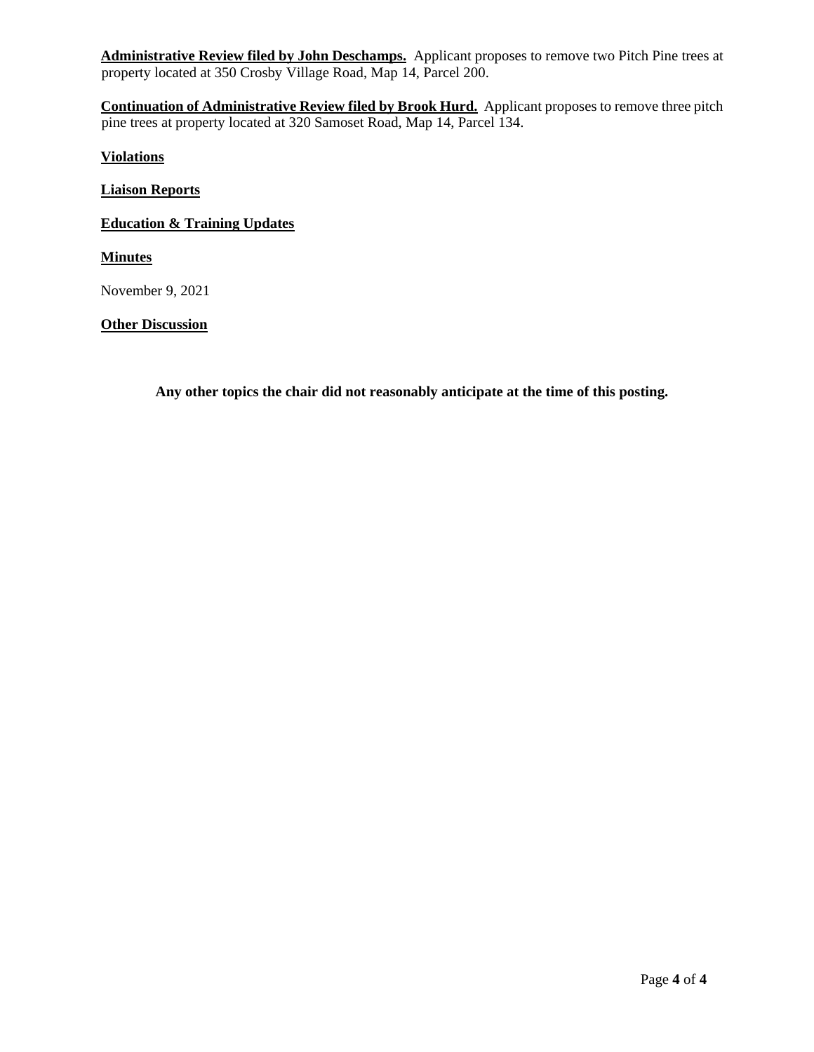**Administrative Review filed by John Deschamps.** Applicant proposes to remove two Pitch Pine trees at property located at 350 Crosby Village Road, Map 14, Parcel 200.

**Continuation of Administrative Review filed by Brook Hurd.** Applicant proposes to remove three pitch pine trees at property located at 320 Samoset Road, Map 14, Parcel 134.

**Violations**

**Liaison Reports**

**Education & Training Updates**

**Minutes**

November 9, 2021

**Other Discussion**

**Any other topics the chair did not reasonably anticipate at the time of this posting.**